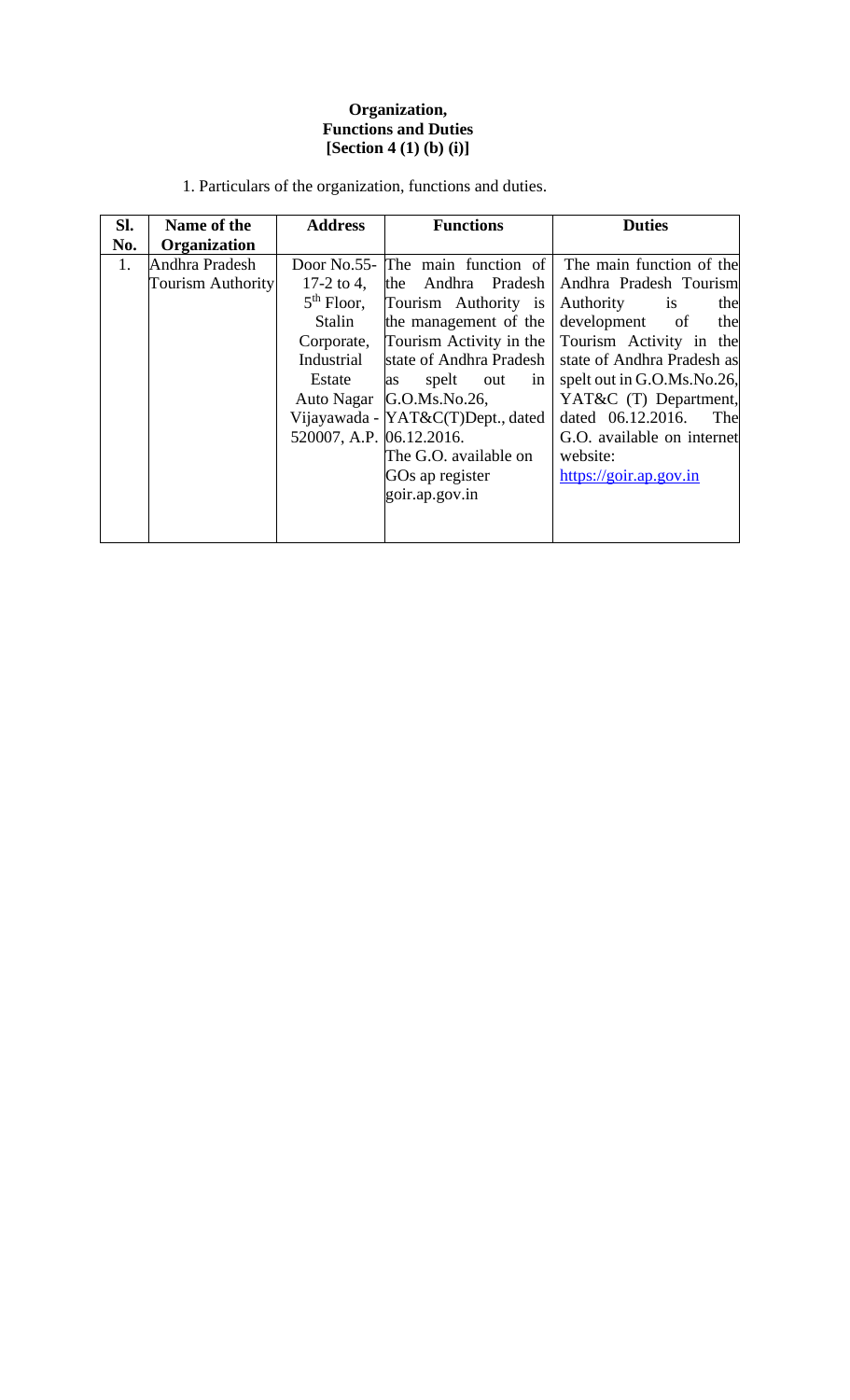**Organization,**
**Functions and Duties**
**[Section 4 (1) (b) (i)]**

1. Particulars of the organization, functions and duties.

| Sl. No. | Name of the Organization | Address | Functions | Duties |
|---|---|---|---|---|
| 1. | Andhra Pradesh Tourism Authority | Door No.55-17-2 to 4, 5[th] Floor, Stalin Corporate, Industrial Estate Auto Nagar Vijayawada - 520007, A.P. | The main function of the Andhra Pradesh Tourism Authority is the management of the Tourism Activity in the state of Andhra Pradesh as spelt out in G.O.Ms.No.26, YAT&C(T)Dept., dated 06.12.2016. The G.O. available on GOs ap register goir.ap.gov.in | The main function of the Andhra Pradesh Tourism Authority is the development of the Tourism Activity in the state of Andhra Pradesh as spelt out in G.O.Ms.No.26, YAT&C (T) Department, dated 06.12.2016. The G.O. available on internet website: https://goir.ap.gov.in |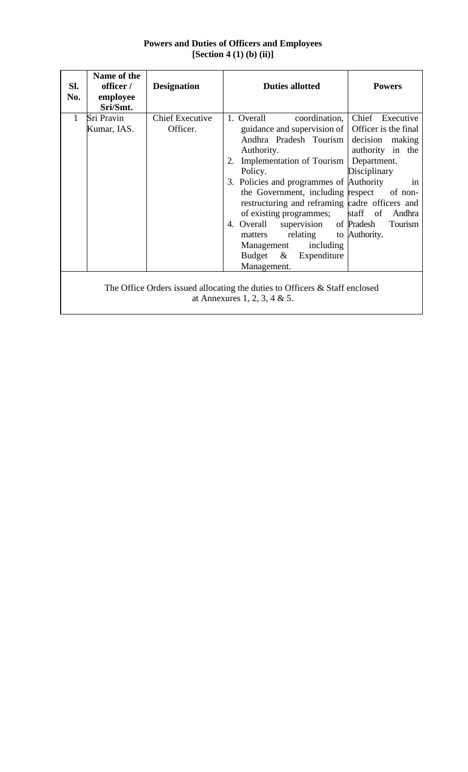**Powers and Duties of Officers and Employees**
**[Section 4 (1) (b) (ii)]**

| Sl. No. | Name of the officer / employee Sri/Smt. | Designation | Duties allotted | Powers |
|---|---|---|---|---|
| 1 | Sri Pravin Kumar, IAS. | Chief Executive Officer. | 1. Overall coordination, guidance and supervision of Andhra Pradesh Tourism Authority.<br>2. Implementation of Tourism Policy.<br>3. Policies and programmes of the Government, including restructuring and reframing of existing programmes;<br>4. Overall supervision of matters relating to Management including Budget & Expenditure Management. | Chief Executive Officer is the final decision making authority in the Department. Disciplinary Authority in respect of non-cadre officers and staff of Andhra Pradesh Tourism Authority. |
| The Office Orders issued allocating the duties to Officers & Staff enclosed at Annexures 1, 2, 3, 4 & 5. | | | | |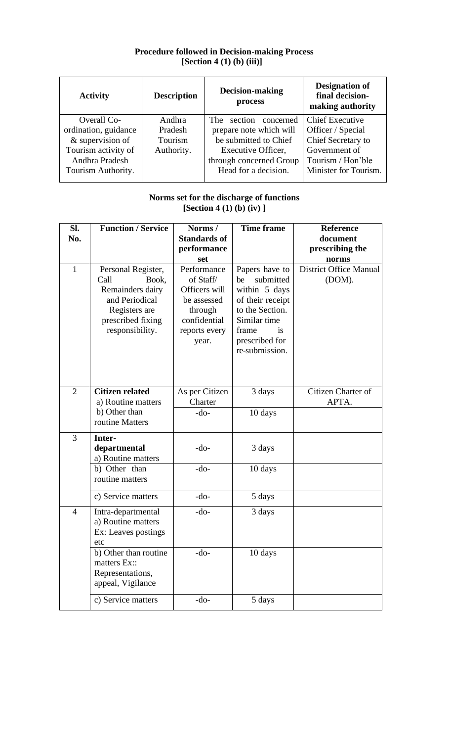**Procedure followed in Decision-making Process**
**[Section 4 (1) (b) (iii)]**

| Activity | Description | Decision-making process | Designation of final decision-making authority |
|---|---|---|---|
| Overall Co-ordination, guidance & supervision of Tourism activity of Andhra Pradesh Tourism Authority. | Andhra Pradesh Tourism Authority. | The section concerned prepare note which will be submitted to Chief Executive Officer, through concerned Group Head for a decision. | Chief Executive Officer / Special Chief Secretary to Government of Tourism / Hon'ble Minister for Tourism. |

**Norms set for the discharge of functions**
**[Section 4 (1) (b) (iv) ]**

| Sl. No. | Function / Service | Norms / Standards of performance set | Time frame | Reference document prescribing the norms |
|---|---|---|---|---|
| 1 | Personal Register, Call Book, Remainders dairy and Periodical Registers are prescribed fixing responsibility. | Performance of Staff/ Officers will be assessed through confidential reports every year. | Papers have to be submitted within 5 days of their receipt to the Section. Similar time frame is prescribed for re-submission. | District Office Manual (DOM). |
| 2 | **Citizen related** a) Routine matters | As per Citizen Charter | 3 days | Citizen Charter of APTA. |
| | b) Other than routine Matters | -do- | 10 days | |
| 3 | **Inter-departmental** a) Routine matters | -do- | 3 days | |
| | b) Other than routine matters | -do- | 10 days | |
| | c) Service matters | -do- | 5 days | |
| 4 | Intra-departmental a) Routine matters Ex: Leaves postings etc | -do- | 3 days | |
| | b) Other than routine matters Ex:: Representations, appeal, Vigilance | -do- | 10 days | |
| | c) Service matters | -do- | 5 days | |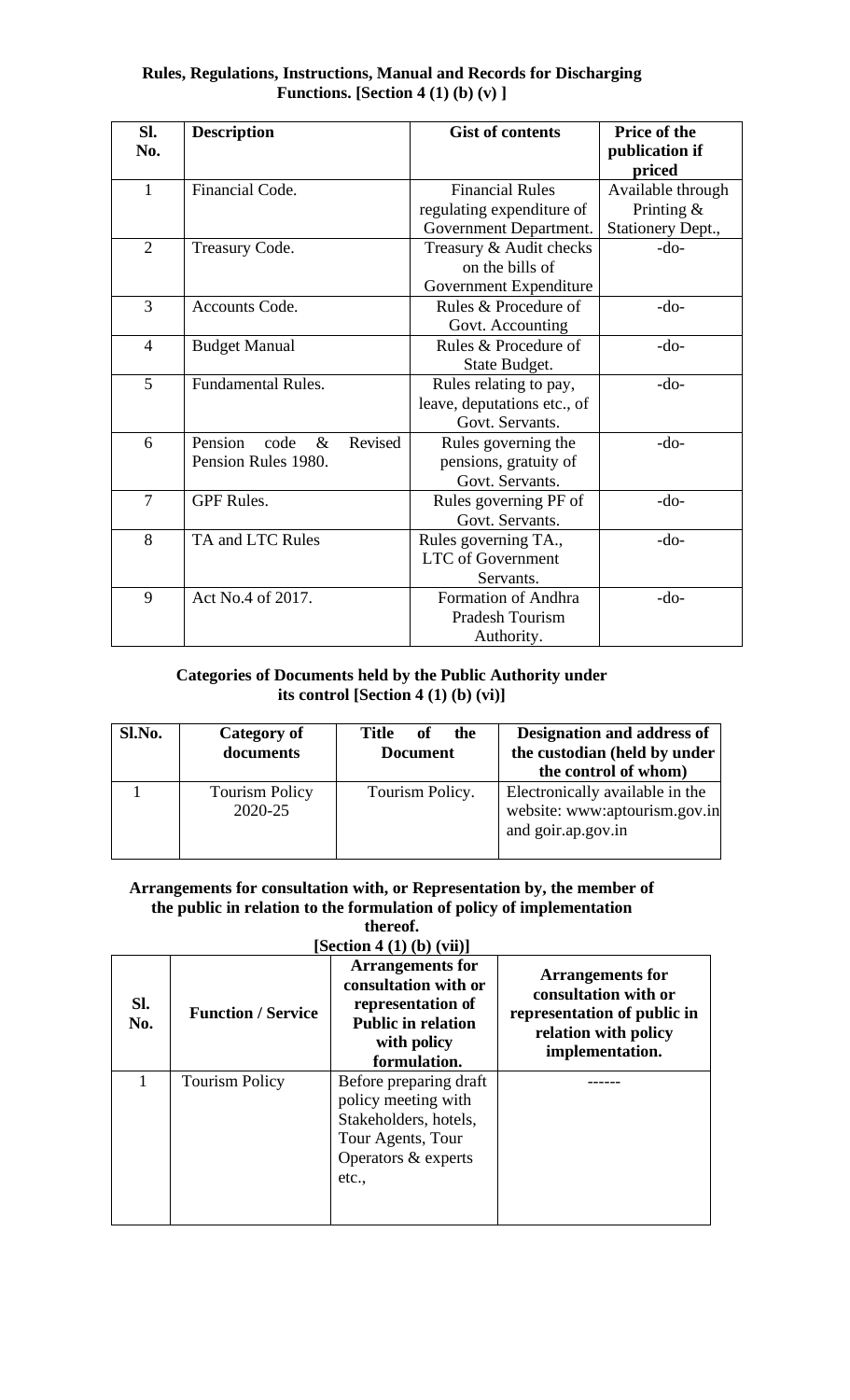**Rules, Regulations, Instructions, Manual and Records for Discharging Functions. [Section 4 (1) (b) (v) ]**

| Sl. No. | Description | Gist of contents | Price of the publication if priced |
|---|---|---|---|
| 1 | Financial Code. | Financial Rules regulating expenditure of Government Department. | Available through Printing & Stationery Dept., |
| 2 | Treasury Code. | Treasury & Audit checks on the bills of Government Expenditure | -do- |
| 3 | Accounts Code. | Rules & Procedure of Govt. Accounting | -do- |
| 4 | Budget Manual | Rules & Procedure of State Budget. | -do- |
| 5 | Fundamental Rules. | Rules relating to pay, leave, deputations etc., of Govt. Servants. | -do- |
| 6 | Pension code & Revised Pension Rules 1980. | Rules governing the pensions, gratuity of Govt. Servants. | -do- |
| 7 | GPF Rules. | Rules governing PF of Govt. Servants. | -do- |
| 8 | TA and LTC Rules | Rules governing TA., LTC of Government Servants. | -do- |
| 9 | Act No.4 of 2017. | Formation of Andhra Pradesh Tourism Authority. | -do- |

**Categories of Documents held by the Public Authority under its control [Section 4 (1) (b) (vi)]**

| Sl.No. | Category of documents | Title of the Document | Designation and address of the custodian (held by under the control of whom) |
|---|---|---|---|
| 1 | Tourism Policy 2020-25 | Tourism Policy. | Electronically available in the website: www:aptourism.gov.in and goir.ap.gov.in |

**Arrangements for consultation with, or Representation by, the member of the public in relation to the formulation of policy of implementation thereof.**
**[Section 4 (1) (b) (vii)]**

| Sl. No. | Function / Service | Arrangements for consultation with or representation of Public in relation with policy formulation. | Arrangements for consultation with or representation of public in relation with policy implementation. |
|---|---|---|---|
| 1 | Tourism Policy | Before preparing draft policy meeting with Stakeholders, hotels, Tour Agents, Tour Operators & experts etc., | ------ |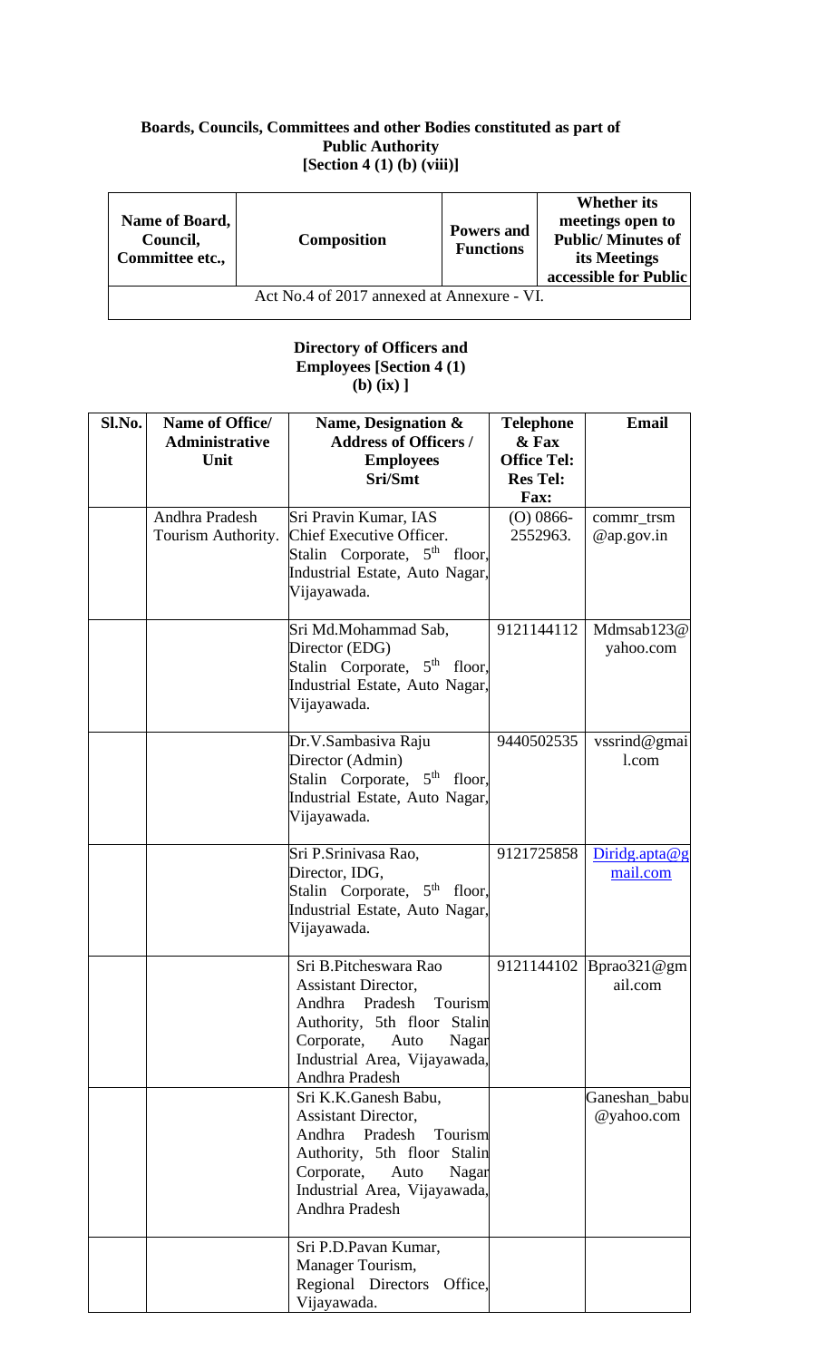**Boards, Councils, Committees and other Bodies constituted as part of Public Authority [Section 4 (1) (b) (viii)]**

| Name of Board, Council, Committee etc., | Composition | Powers and Functions | Whether its meetings open to Public/ Minutes of its Meetings accessible for Public |
|---|---|---|---|
| Act No.4 of 2017 annexed at Annexure - VI. | | | |

**Directory of Officers and Employees [Section 4 (1) (b) (ix) ]**

| Sl.No. | Name of Office/ Administrative Unit | Name, Designation & Address of Officers / Employees Sri/Smt | Telephone & Fax Office Tel: Res Tel: Fax: | Email |
|---|---|---|---|---|
| | Andhra Pradesh Tourism Authority. | Sri Pravin Kumar, IAS Chief Executive Officer. Stalin Corporate, 5th floor, Industrial Estate, Auto Nagar, Vijayawada. | (O) 0866-2552963. | commr_trsm @ap.gov.in |
| | | Sri Md.Mohammad Sab, Director (EDG) Stalin Corporate, 5th floor, Industrial Estate, Auto Nagar, Vijayawada. | 9121144112 | Mdmsab123@yahoo.com |
| | | Dr.V.Sambasiva Raju Director (Admin) Stalin Corporate, 5th floor, Industrial Estate, Auto Nagar, Vijayawada. | 9440502535 | vssrind@gmail.com |
| | | Sri P.Srinivasa Rao, Director, IDG, Stalin Corporate, 5th floor, Industrial Estate, Auto Nagar, Vijayawada. | 9121725858 | Diridg.apta@gmail.com |
| | | Sri B.Pitcheswara Rao Assistant Director, Andhra Pradesh Tourism Authority, 5th floor Stalin Corporate, Auto Nagar Industrial Area, Vijayawada, Andhra Pradesh | 9121144102 | Bprao321@gmail.com |
| | | Sri K.K.Ganesh Babu, Assistant Director, Andhra Pradesh Tourism Authority, 5th floor Stalin Corporate, Auto Nagar Industrial Area, Vijayawada, Andhra Pradesh | | Ganeshan_babu @yahoo.com |
| | | Sri P.D.Pavan Kumar, Manager Tourism, Regional Directors Office, Vijayawada. | | |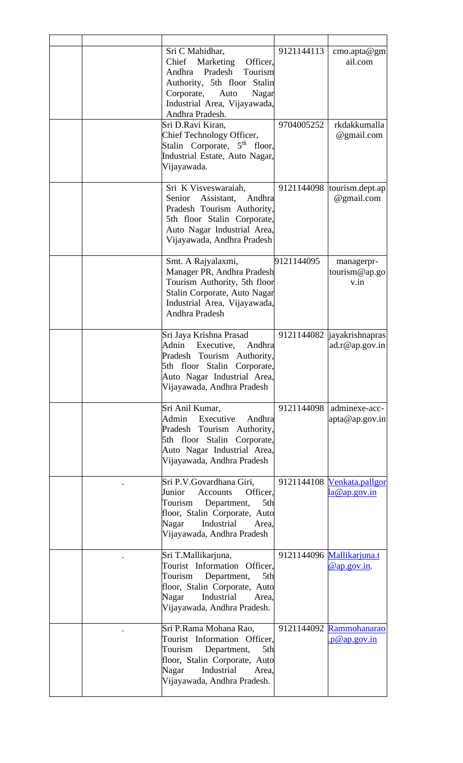|  |  |  |  |  |
|---|---|---|---|---|
|  |  | Sri C Mahidhar, Chief Marketing Officer, Andhra Pradesh Tourism Authority, 5th floor Stalin Corporate, Auto Nagar Industrial Area, Vijayawada, Andhra Pradesh. | 9121144113 | cmo.apta@gmail.com |
|  |  | Sri D.Ravi Kiran, Chief Technology Officer, Stalin Corporate, 5th floor, Industrial Estate, Auto Nagar, Vijayawada. | 9704005252 | rkdakkumalla@gmail.com |
|  |  | Sri K Visveswaraiah, Senior Assistant, Andhra Pradesh Tourism Authority, 5th floor Stalin Corporate, Auto Nagar Industrial Area, Vijayawada, Andhra Pradesh | 9121144098 | tourism.dept.ap@gmail.com |
|  |  | Smt. A Rajyalaxmi, Manager PR, Andhra Pradesh Tourism Authority, 5th floor Stalin Corporate, Auto Nagar Industrial Area, Vijayawada, Andhra Pradesh | 9121144095 | managerpr-tourism@ap.gov.in |
|  |  | Sri Jaya Krishna Prasad Adnin Executive, Andhra Pradesh Tourism Authority, 5th floor Stalin Corporate, Auto Nagar Industrial Area, Vijayawada, Andhra Pradesh | 9121144082 | jayakrishnaprasad.r@ap.gov.in |
|  |  | Sri Anil Kumar, Admin Executive Andhra Pradesh Tourism Authority, 5th floor Stalin Corporate, Auto Nagar Industrial Area, Vijayawada, Andhra Pradesh | 9121144098 | adminexe-acc-apta@ap.gov.in |
|  | . | Sri P.V.Govardhana Giri, Junior Accounts Officer, Tourism Department, 5th floor, Stalin Corporate, Auto Nagar Industrial Area, Vijayawada, Andhra Pradesh | 9121144108 | Venkata.pallgorla@ap.gov.in |
|  | . | Sri T.Mallikarjuna, Tourist Information Officer, Tourism Department, 5th floor, Stalin Corporate, Auto Nagar Industrial Area, Vijayawada, Andhra Pradesh. | 9121144096 | Mallikarjuna.t@ap.gov.in. |
|  | . | Sri P.Rama Mohana Rao, Tourist Information Officer, Tourism Department, 5th floor, Stalin Corporate, Auto Nagar Industrial Area, Vijayawada, Andhra Pradesh. | 9121144092 | Rammohanarao.p@ap.gov.in |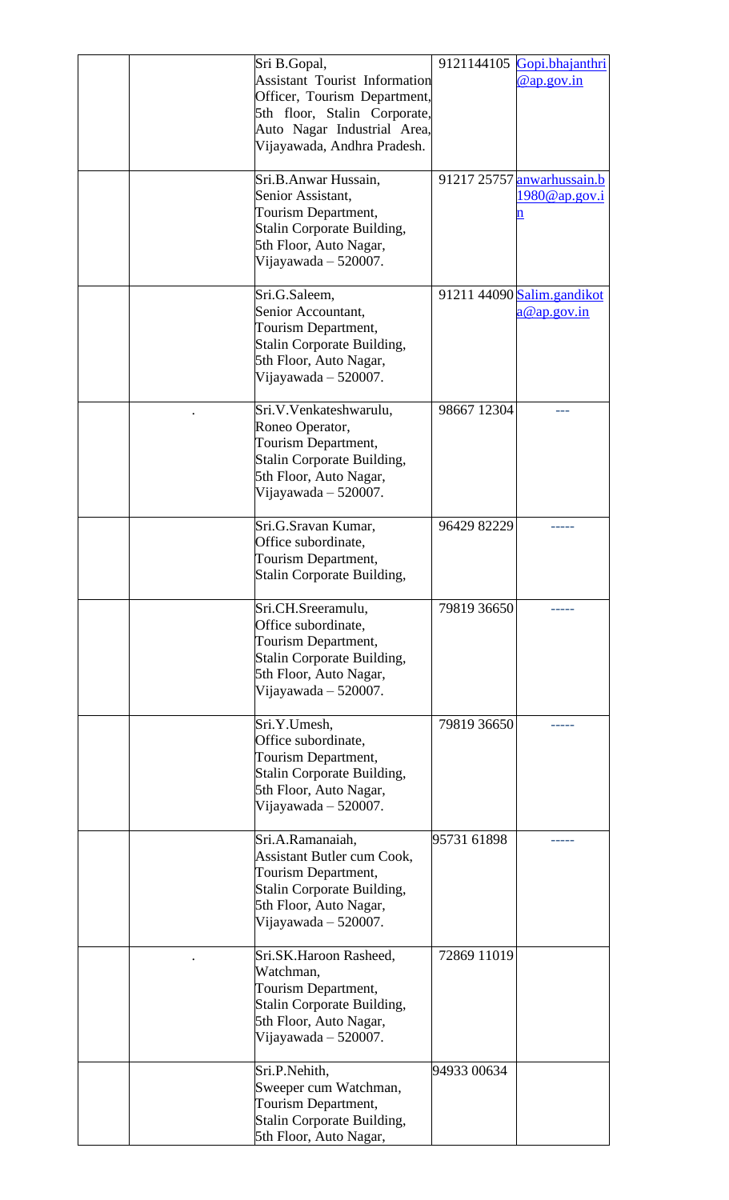| | | | | |
|---|---|---|---|---|
| | | Sri B.Gopal, Assistant Tourist Information Officer, Tourism Department, 5th floor, Stalin Corporate, Auto Nagar Industrial Area, Vijayawada, Andhra Pradesh. | 9121144105 | Gopi.bhajanthri@ap.gov.in |
| | | Sri.B.Anwar Hussain, Senior Assistant, Tourism Department, Stalin Corporate Building, 5th Floor, Auto Nagar, Vijayawada – 520007. | 91217 25757 | anwarhussain.b1980@ap.gov.in |
| | | Sri.G.Saleem, Senior Accountant, Tourism Department, Stalin Corporate Building, 5th Floor, Auto Nagar, Vijayawada – 520007. | 91211 44090 | Salim.gandikota@ap.gov.in |
| | . | Sri.V.Venkateshwarulu, Roneo Operator, Tourism Department, Stalin Corporate Building, 5th Floor, Auto Nagar, Vijayawada – 520007. | 98667 12304 | --- |
| | | Sri.G.Sravan Kumar, Office subordinate, Tourism Department, Stalin Corporate Building, | 96429 82229 | ----- |
| | | Sri.CH.Sreeramulu, Office subordinate, Tourism Department, Stalin Corporate Building, 5th Floor, Auto Nagar, Vijayawada – 520007. | 79819 36650 | ----- |
| | | Sri.Y.Umesh, Office subordinate, Tourism Department, Stalin Corporate Building, 5th Floor, Auto Nagar, Vijayawada – 520007. | 79819 36650 | ----- |
| | | Sri.A.Ramanaiah, Assistant Butler cum Cook, Tourism Department, Stalin Corporate Building, 5th Floor, Auto Nagar, Vijayawada – 520007. | 95731 61898 | ----- |
| | . | Sri.SK.Haroon Rasheed, Watchman, Tourism Department, Stalin Corporate Building, 5th Floor, Auto Nagar, Vijayawada – 520007. | 72869 11019 | |
| | | Sri.P.Nehith, Sweeper cum Watchman, Tourism Department, Stalin Corporate Building, 5th Floor, Auto Nagar, | 94933 00634 | |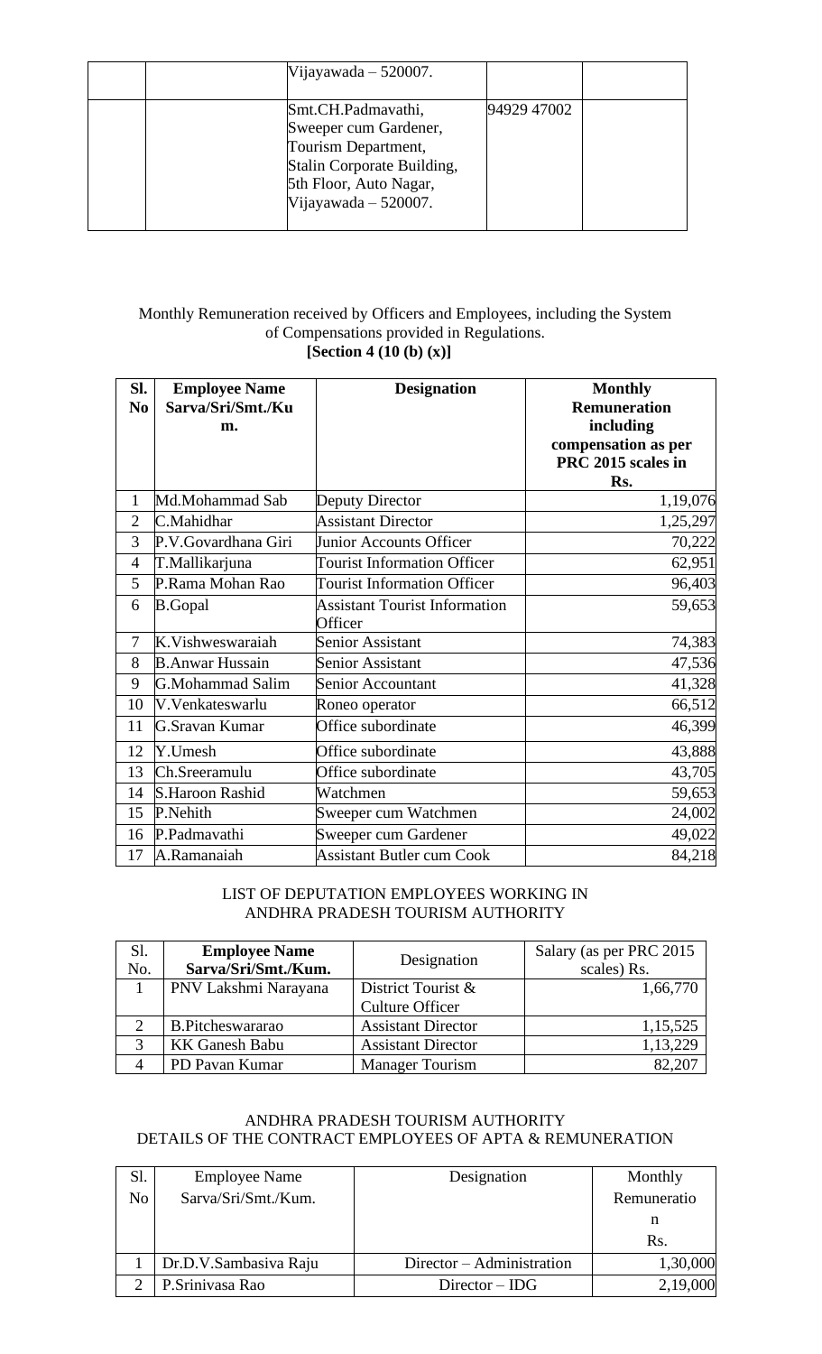| | | Vijayawada – 520007. | | |
|---|---|---|---|---|
| | | Smt.CH.Padmavathi, Sweeper cum Gardener, Tourism Department, Stalin Corporate Building, 5th Floor, Auto Nagar, Vijayawada – 520007. | 94929 47002 | |

Monthly Remuneration received by Officers and Employees, including the System of Compensations provided in Regulations.
**[Section 4 (10 (b) (x)]**

| Sl. No | Employee Name Sarva/Sri/Smt./Kum. | Designation | Monthly Remuneration including compensation as per PRC 2015 scales in Rs. |
|---|---|---|---|
| 1 | Md.Mohammad Sab | Deputy Director | 1,19,076 |
| 2 | C.Mahidhar | Assistant Director | 1,25,297 |
| 3 | P.V.Govardhana Giri | Junior Accounts Officer | 70,222 |
| 4 | T.Mallikarjuna | Tourist Information Officer | 62,951 |
| 5 | P.Rama Mohan Rao | Tourist Information Officer | 96,403 |
| 6 | B.Gopal | Assistant Tourist Information Officer | 59,653 |
| 7 | K.Vishweswaraiah | Senior Assistant | 74,383 |
| 8 | B.Anwar Hussain | Senior Assistant | 47,536 |
| 9 | G.Mohammad Salim | Senior Accountant | 41,328 |
| 10 | V.Venkateswarlu | Roneo operator | 66,512 |
| 11 | G.Sravan Kumar | Office subordinate | 46,399 |
| 12 | Y.Umesh | Office subordinate | 43,888 |
| 13 | Ch.Sreeramulu | Office subordinate | 43,705 |
| 14 | S.Haroon Rashid | Watchmen | 59,653 |
| 15 | P.Nehith | Sweeper cum Watchmen | 24,002 |
| 16 | P.Padmavathi | Sweeper cum Gardener | 49,022 |
| 17 | A.Ramanaiah | Assistant Butler cum Cook | 84,218 |

LIST OF DEPUTATION EMPLOYEES WORKING IN
ANDHRA PRADESH TOURISM AUTHORITY

| Sl. No. | Employee Name Sarva/Sri/Smt./Kum. | Designation | Salary (as per PRC 2015 scales) Rs. |
|---|---|---|---|
| 1 | PNV Lakshmi Narayana | District Tourist & Culture Officer | 1,66,770 |
| 2 | B.Pitcheswararao | Assistant Director | 1,15,525 |
| 3 | KK Ganesh Babu | Assistant Director | 1,13,229 |
| 4 | PD Pavan Kumar | Manager Tourism | 82,207 |

ANDHRA PRADESH TOURISM AUTHORITY
DETAILS OF THE CONTRACT EMPLOYEES OF APTA & REMUNERATION

| Sl. No | Employee Name Sarva/Sri/Smt./Kum. | Designation | Monthly Remuneration Rs. |
|---|---|---|---|
| 1 | Dr.D.V.Sambasiva Raju | Director – Administration | 1,30,000 |
| 2 | P.Srinivasa Rao | Director – IDG | 2,19,000 |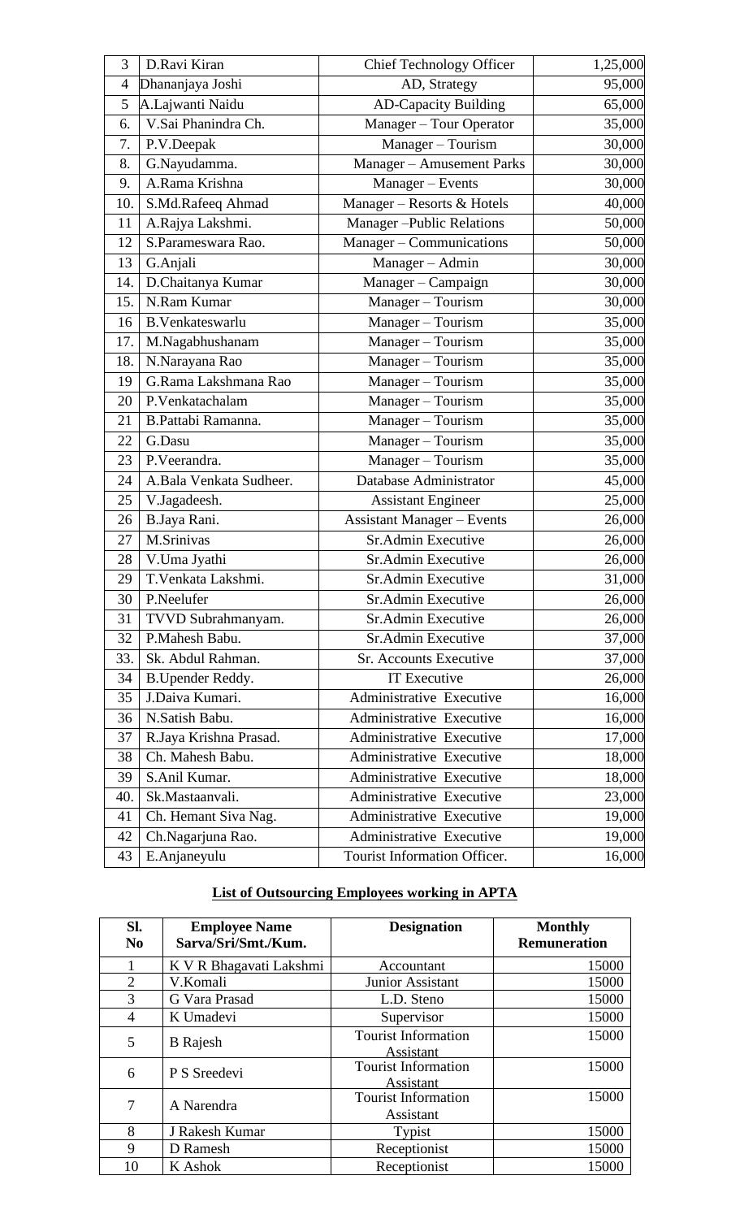| 3 | D.Ravi Kiran | Chief Technology Officer | 1,25,000 |
|---|---|---|---|
| 4 | Dhananjaya Joshi | AD, Strategy | 95,000 |
| 5 | A.Lajwanti Naidu | AD-Capacity Building | 65,000 |
| 6. | V.Sai Phanindra Ch. | Manager – Tour Operator | 35,000 |
| 7. | P.V.Deepak | Manager – Tourism | 30,000 |
| 8. | G.Nayudamma. | Manager – Amusement Parks | 30,000 |
| 9. | A.Rama Krishna | Manager – Events | 30,000 |
| 10. | S.Md.Rafeeq Ahmad | Manager – Resorts & Hotels | 40,000 |
| 11 | A.Rajya Lakshmi. | Manager –Public Relations | 50,000 |
| 12 | S.Parameswara Rao. | Manager – Communications | 50,000 |
| 13 | G.Anjali | Manager – Admin | 30,000 |
| 14. | D.Chaitanya Kumar | Manager – Campaign | 30,000 |
| 15. | N.Ram Kumar | Manager – Tourism | 30,000 |
| 16 | B.Venkateswarlu | Manager – Tourism | 35,000 |
| 17. | M.Nagabhushanam | Manager – Tourism | 35,000 |
| 18. | N.Narayana Rao | Manager – Tourism | 35,000 |
| 19 | G.Rama Lakshmana Rao | Manager – Tourism | 35,000 |
| 20 | P.Venkatachalam | Manager – Tourism | 35,000 |
| 21 | B.Pattabi Ramanna. | Manager – Tourism | 35,000 |
| 22 | G.Dasu | Manager – Tourism | 35,000 |
| 23 | P.Veerandra. | Manager – Tourism | 35,000 |
| 24 | A.Bala Venkata Sudheer. | Database Administrator | 45,000 |
| 25 | V.Jagadeesh. | Assistant Engineer | 25,000 |
| 26 | B.Jaya Rani. | Assistant Manager – Events | 26,000 |
| 27 | M.Srinivas | Sr.Admin Executive | 26,000 |
| 28 | V.Uma Jyathi | Sr.Admin Executive | 26,000 |
| 29 | T.Venkata Lakshmi. | Sr.Admin Executive | 31,000 |
| 30 | P.Neelufer | Sr.Admin Executive | 26,000 |
| 31 | TVVD Subrahmanyam. | Sr.Admin Executive | 26,000 |
| 32 | P.Mahesh Babu. | Sr.Admin Executive | 37,000 |
| 33. | Sk. Abdul Rahman. | Sr. Accounts Executive | 37,000 |
| 34 | B.Upender Reddy. | IT Executive | 26,000 |
| 35 | J.Daiva Kumari. | Administrative Executive | 16,000 |
| 36 | N.Satish Babu. | Administrative Executive | 16,000 |
| 37 | R.Jaya Krishna Prasad. | Administrative Executive | 17,000 |
| 38 | Ch. Mahesh Babu. | Administrative Executive | 18,000 |
| 39 | S.Anil Kumar. | Administrative Executive | 18,000 |
| 40. | Sk.Mastaanvali. | Administrative Executive | 23,000 |
| 41 | Ch. Hemant Siva Nag. | Administrative Executive | 19,000 |
| 42 | Ch.Nagarjuna Rao. | Administrative Executive | 19,000 |
| 43 | E.Anjaneyulu | Tourist Information Officer. | 16,000 |

## List of Outsourcing Employees working in APTA

| Sl. No | Employee Name Sarva/Sri/Smt./Kum. | Designation | Monthly Remuneration |
|---|---|---|---|
| 1 | K V R Bhagavati Lakshmi | Accountant | 15000 |
| 2 | V.Komali | Junior Assistant | 15000 |
| 3 | G Vara Prasad | L.D. Steno | 15000 |
| 4 | K Umadevi | Supervisor | 15000 |
| 5 | B Rajesh | Tourist Information Assistant | 15000 |
| 6 | P S Sreedevi | Tourist Information Assistant | 15000 |
| 7 | A Narendra | Tourist Information Assistant | 15000 |
| 8 | J Rakesh Kumar | Typist | 15000 |
| 9 | D Ramesh | Receptionist | 15000 |
| 10 | K Ashok | Receptionist | 15000 |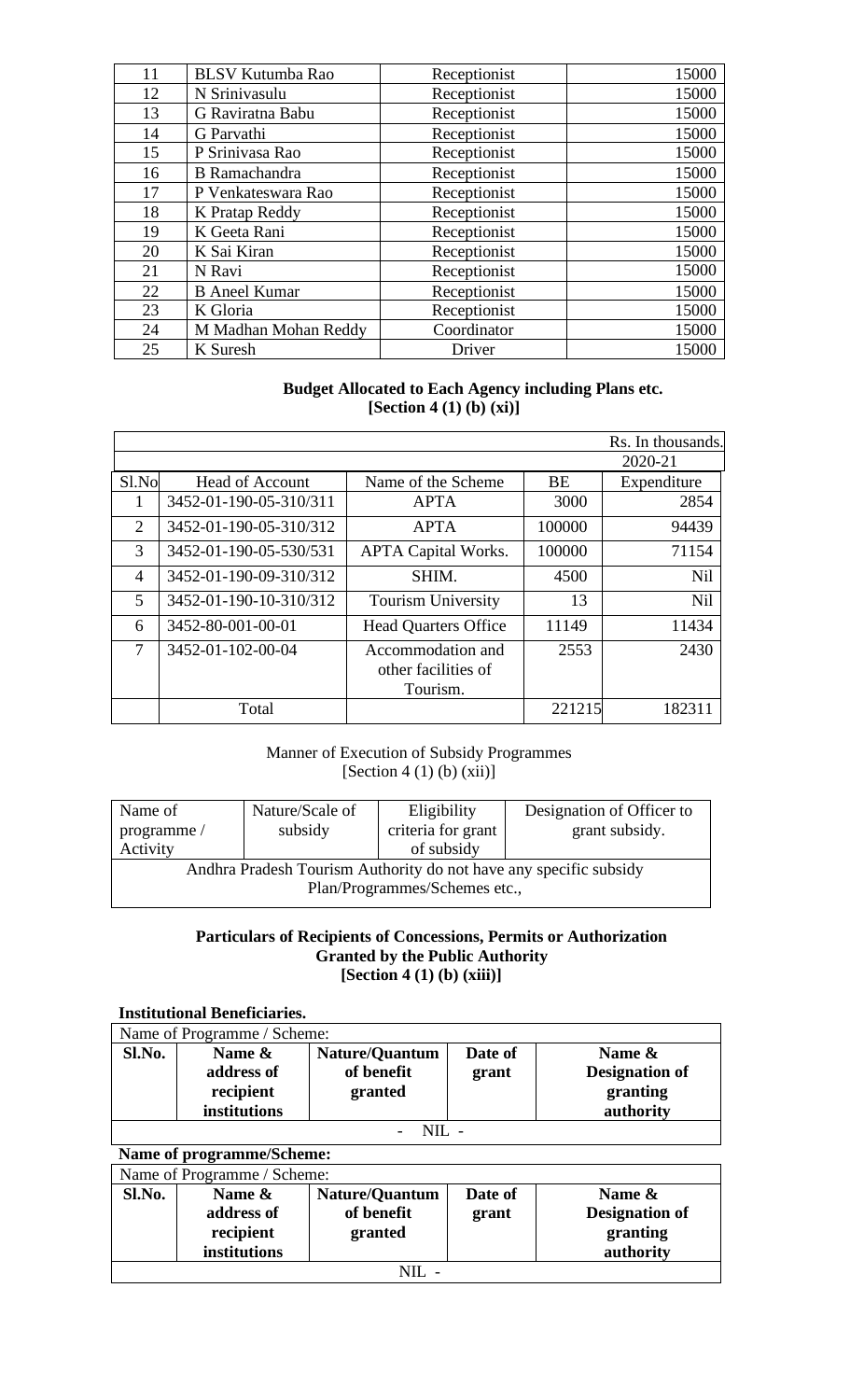| 11 | BLSV Kutumba Rao | Receptionist | 15000 |
|---|---|---|---|
| 12 | N Srinivasulu | Receptionist | 15000 |
| 13 | G Raviratna Babu | Receptionist | 15000 |
| 14 | G Parvathi | Receptionist | 15000 |
| 15 | P Srinivasa Rao | Receptionist | 15000 |
| 16 | B Ramachandra | Receptionist | 15000 |
| 17 | P Venkateswara Rao | Receptionist | 15000 |
| 18 | K Pratap Reddy | Receptionist | 15000 |
| 19 | K Geeta Rani | Receptionist | 15000 |
| 20 | K Sai Kiran | Receptionist | 15000 |
| 21 | N Ravi | Receptionist | 15000 |
| 22 | B Aneel Kumar | Receptionist | 15000 |
| 23 | K Gloria | Receptionist | 15000 |
| 24 | M Madhan Mohan Reddy | Coordinator | 15000 |
| 25 | K Suresh | Driver | 15000 |

**Budget Allocated to Each Agency including Plans etc.**
**[Section 4 (1) (b) (xi)]**

| | | | | Rs. In thousands. |
|---|---|---|---|---|
| | | | 2020-21 | |
| Sl.No | Head of Account | Name of the Scheme | BE | Expenditure |
| 1 | 3452-01-190-05-310/311 | APTA | 3000 | 2854 |
| 2 | 3452-01-190-05-310/312 | APTA | 100000 | 94439 |
| 3 | 3452-01-190-05-530/531 | APTA Capital Works. | 100000 | 71154 |
| 4 | 3452-01-190-09-310/312 | SHIM. | 4500 | Nil |
| 5 | 3452-01-190-10-310/312 | Tourism University | 13 | Nil |
| 6 | 3452-80-001-00-01 | Head Quarters Office | 11149 | 11434 |
| 7 | 3452-01-102-00-04 | Accommodation and other facilities of Tourism. | 2553 | 2430 |
| | Total | | 221215 | 182311 |

Manner of Execution of Subsidy Programmes
[Section 4 (1) (b) (xii)]

| Name of programme / Activity | Nature/Scale of subsidy | Eligibility criteria for grant of subsidy | Designation of Officer to grant subsidy. |
|---|---|---|---|
| Andhra Pradesh Tourism Authority do not have any specific subsidy Plan/Programmes/Schemes etc., | | | |

**Particulars of Recipients of Concessions, Permits or Authorization Granted by the Public Authority**
**[Section 4 (1) (b) (xiii)]**

**Institutional Beneficiaries.**

| Name of Programme / Scheme: | | | | |
|---|---|---|---|---|
| **Sl.No.** | **Name & address of recipient institutions** | **Nature/Quantum of benefit granted** | **Date of grant** | **Name & Designation of granting authority** |
| - NIL - | | | | |

**Name of programme/Scheme:**

| Name of Programme / Scheme: | | | | |
|---|---|---|---|---|
| **Sl.No.** | **Name & address of recipient institutions** | **Nature/Quantum of benefit granted** | **Date of grant** | **Name & Designation of granting authority** |
| NIL - | | | | |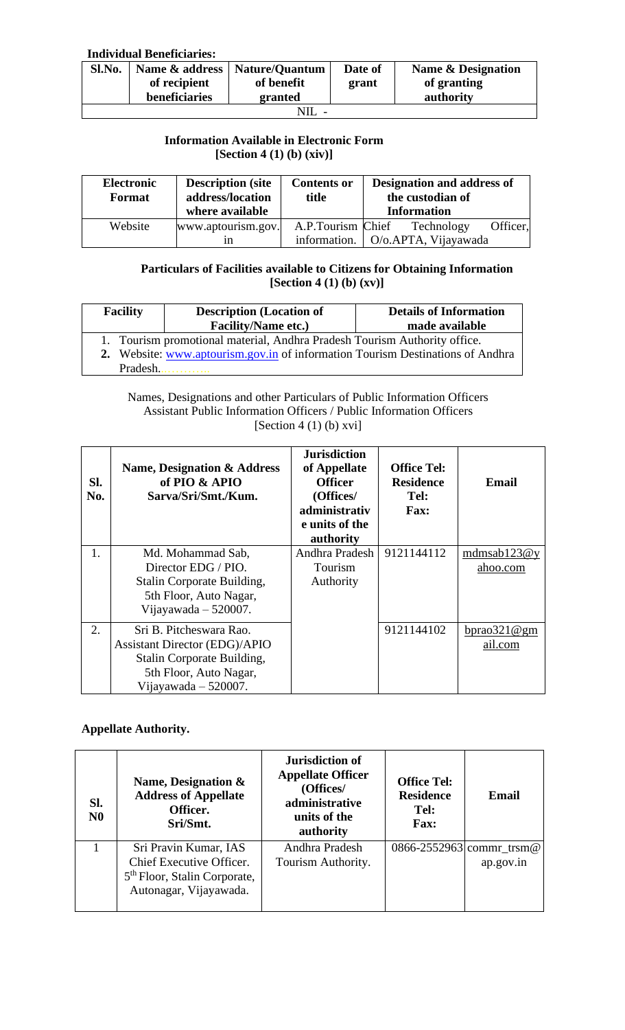**Individual Beneficiaries:**

| Sl.No. | Name & address of recipient beneficiaries | Nature/Quantum of benefit granted | Date of grant | Name & Designation of granting authority |
|---|---|---|---|---|
| NIL - | | | | |

**Information Available in Electronic Form**
**[Section 4 (1) (b) (xiv)]**

| Electronic Format | Description (site address/location where available | Contents or title | Designation and address of the custodian of Information |
|---|---|---|---|
| Website | www.aptourism.gov.in | A.P.Tourism information. | Chief Technology Officer, O/o.APTA, Vijayawada |

**Particulars of Facilities available to Citizens for Obtaining Information**
**[Section 4 (1) (b) (xv)]**

| Facility | Description (Location of Facility/Name etc.) | Details of Information made available |
|---|---|---|
| 1. Tourism promotional material, Andhra Pradesh Tourism Authority office. | | |
| 2. Website: www.aptourism.gov.in of information Tourism Destinations of Andhra Pradesh.………… | | |

Names, Designations and other Particulars of Public Information Officers
Assistant Public Information Officers / Public Information Officers
[Section 4 (1) (b) xvi]

| Sl. No. | Name, Designation & Address of PIO & APIO Sarva/Sri/Smt./Kum. | Jurisdiction of Appellate Officer (Offices/ administrative units of the authority | Office Tel: Residence Tel: Fax: | Email |
|---|---|---|---|---|
| 1. | Md. Mohammad Sab, Director EDG / PIO. Stalin Corporate Building, 5th Floor, Auto Nagar, Vijayawada – 520007. | Andhra Pradesh Tourism Authority | 9121144112 | mdmsab123@yahoo.com |
| 2. | Sri B. Pitcheswara Rao. Assistant Director (EDG)/APIO Stalin Corporate Building, 5th Floor, Auto Nagar, Vijayawada – 520007. | | 9121144102 | bprao321@gmail.com |

**Appellate Authority.**

| Sl. N0 | Name, Designation & Address of Appellate Officer. Sri/Smt. | Jurisdiction of Appellate Officer (Offices/ administrative units of the authority | Office Tel: Residence Tel: Fax: | Email |
|---|---|---|---|---|
| 1 | Sri Pravin Kumar, IAS Chief Executive Officer. 5th Floor, Stalin Corporate, Autonagar, Vijayawada. | Andhra Pradesh Tourism Authority. | 0866-2552963 | commr_trsm@ap.gov.in |